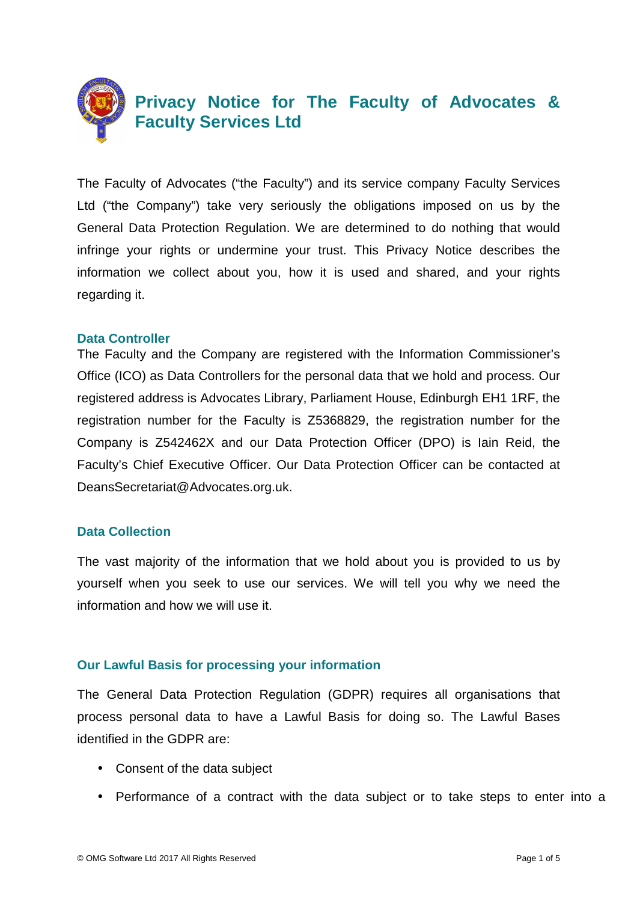# Privacy Notice for The Faculty of Advocates & Faculty Services Ltd

The Faculty of Advocates ("the Faculty") and its service company Faculty Services Ltd ("the Company") take very seriously the obligations imposed on us by the General Data Protection Regulation. We are determined to do nothing that would infringe your rights or undermine your trust. This Privacy Notice describes the information we collect about you, how it is used and shared, and your rights regarding it.

## Data Controller

The Faculty and the Company are registered with the Information Commissioner's Office (ICO) as Data Controllers for the personal data that we hold and process. Our registered address is Advocates Library, Parliament House, Edinburgh EH1 1RF, the registration number for the Faculty is Z5368829, the registration number for the Company is Z542462X and our Data Protection Officer (DPO) is Iain Reid, the Faculty's Chief Executive Officer. Our Data Protection Officer can be contacted at DeansSecretariat@Advocates.org.uk.

## Data Collection

The vast majority of the information that we hold about you is provided to us by yourself when you seek to use our services. We will tell you why we need the information and how we will use it.

## Our Lawful Basis for processing your information

The General Data Protection Regulation (GDPR) requires all organisations that process personal data to have a Lawful Basis for doing so. The Lawful Bases identified in the GDPR are:

- Consent of the data subject
- Performance of a contract with the data subject or to take steps to enter into a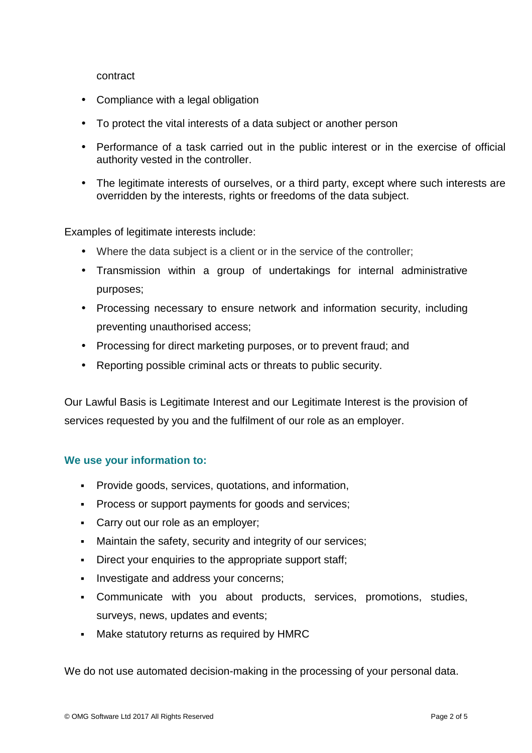contract

- Compliance with a legal obligation
- To protect the vital interests of a data subject or another person
- Performance of a task carried out in the public interest or in the exercise of official authority vested in the controller.
- The legitimate interests of ourselves, or a third party, except where such interests are overridden by the interests, rights or freedoms of the data subject.

Examples of legitimate interests include:

- Where the data subject is a client or in the service of the controller;
- Transmission within a group of undertakings for internal administrative purposes;
- Processing necessary to ensure network and information security, including preventing unauthorised access;
- Processing for direct marketing purposes, or to prevent fraud; and
- Reporting possible criminal acts or threats to public security.

Our Lawful Basis is Legitimate Interest and our Legitimate Interest is the provision of services requested by you and the fulfilment of our role as an employer.

### We use your information to:

- Provide goods, services, quotations, and information,
- Process or support payments for goods and services;
- Carry out our role as an employer;
- Maintain the safety, security and integrity of our services;
- Direct your enquiries to the appropriate support staff;
- Investigate and address your concerns;
- Communicate with you about products, services, promotions, studies, surveys, news, updates and events;
- Make statutory returns as required by HMRC

We do not use automated decision-making in the processing of your personal data.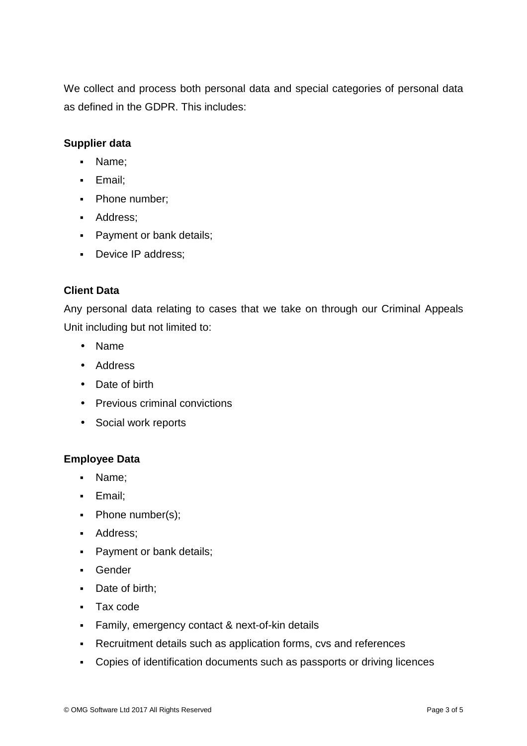We collect and process both personal data and special categories of personal data as defined in the GDPR. This includes:

**Supplier data**

- Name;
- Email;
- Phone number;
- Address;
- Payment or bank details;
- Device IP address;

**Client Data**

Any personal data relating to cases that we take on through our Criminal Appeals Unit including but not limited to:

- Name
- Address
- Date of birth
- Previous criminal convictions
- Social work reports

**Employee Data**

- Name;
- Email;
- Phone number(s);
- Address;
- Payment or bank details;
- Gender
- Date of birth;
- Tax code
- Family, emergency contact & next-of-kin details
- Recruitment details such as application forms, cvs and references
- Copies of identification documents such as passports or driving licences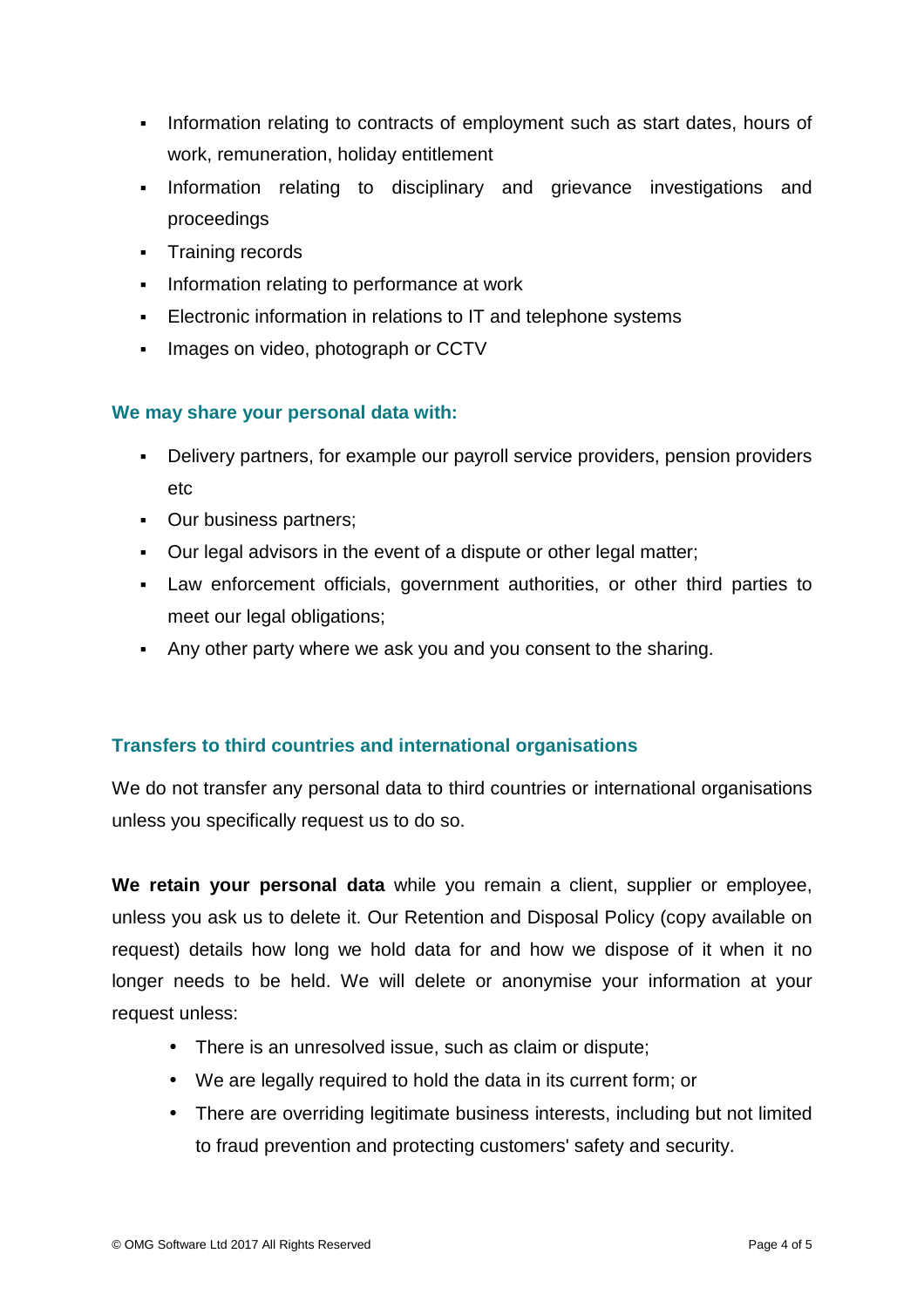- Information relating to contracts of employment such as start dates, hours of work, remuneration, holiday entitlement
- Information relating to disciplinary and grievance investigations and proceedings
- Training records
- Information relating to performance at work
- Electronic information in relations to IT and telephone systems
- Images on video, photograph or CCTV

### We may share your personal data with:

- Delivery partners, for example our payroll service providers, pension providers etc
- Our business partners;
- Our legal advisors in the event of a dispute or other legal matter;
- Law enforcement officials, government authorities, or other third parties to meet our legal obligations;
- Any other party where we ask you and you consent to the sharing.

### Transfers to third countries and international organisations

We do not transfer any personal data to third countries or international organisations unless you specifically request us to do so.

**We retain your personal data** while you remain a client, supplier or employee, unless you ask us to delete it. Our Retention and Disposal Policy (copy available on request) details how long we hold data for and how we dispose of it when it no longer needs to be held. We will delete or anonymise your information at your request unless:

- There is an unresolved issue, such as claim or dispute;
- We are legally required to hold the data in its current form; or
- There are overriding legitimate business interests, including but not limited to fraud prevention and protecting customers' safety and security.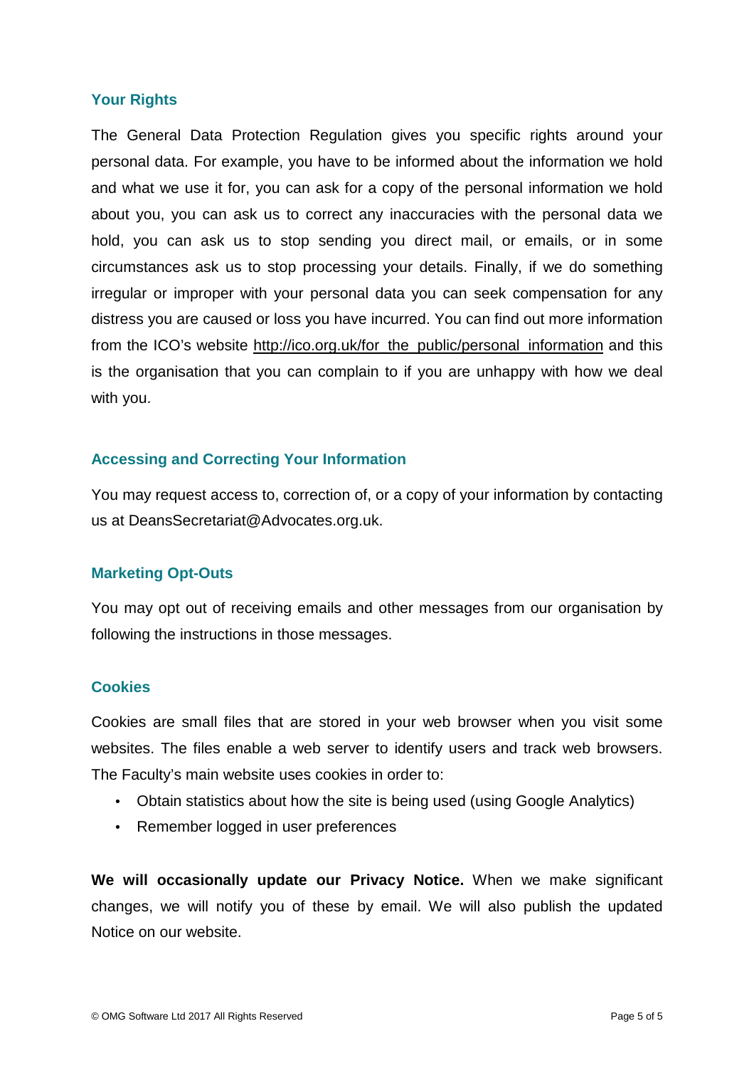## Your Rights

The General Data Protection Regulation gives you specific rights around your personal data. For example, you have to be informed about the information we hold and what we use it for, you can ask for a copy of the personal information we hold about you, you can ask us to correct any inaccuracies with the personal data we hold, you can ask us to stop sending you direct mail, or emails, or in some circumstances ask us to stop processing your details. Finally, if we do something irregular or improper with your personal data you can seek compensation for any distress you are caused or loss you have incurred. You can find out more information from the ICO's website http://ico.org.uk/for_the_public/personal_information and this is the organisation that you can complain to if you are unhappy with how we deal with you.

## Accessing and Correcting Your Information

You may request access to, correction of, or a copy of your information by contacting us at DeansSecretariat@Advocates.org.uk.

## Marketing Opt-Outs

You may opt out of receiving emails and other messages from our organisation by following the instructions in those messages.

## Cookies

Cookies are small files that are stored in your web browser when you visit some websites. The files enable a web server to identify users and track web browsers. The Faculty's main website uses cookies in order to:

- Obtain statistics about how the site is being used (using Google Analytics)
- Remember logged in user preferences

**We will occasionally update our Privacy Notice.** When we make significant changes, we will notify you of these by email. We will also publish the updated Notice on our website.

© OMG Software Ltd 2017 All Rights Reserved